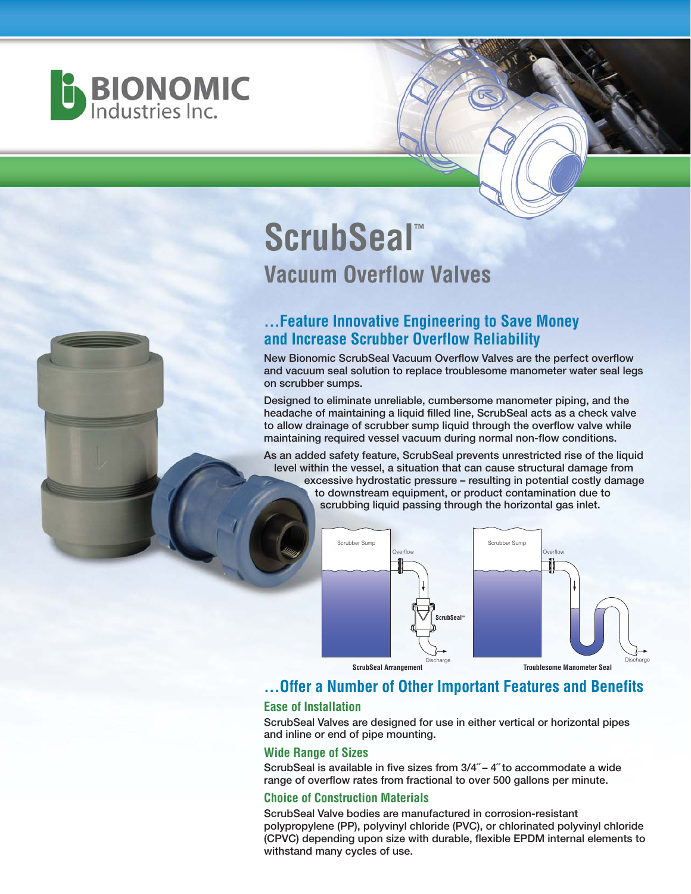BIONOMIC Industries Inc.

# ScrubSeal™

## Vacuum Overflow Valves

### …Feature Innovative Engineering to Save Money and Increase Scrubber Overflow Reliability

**New Bionomic ScrubSeal Vacuum Overflow Valves are the perfect overflow and vacuum seal solution to replace troublesome manometer water seal legs on scrubber sumps.**

**Designed to eliminate unreliable, cumbersome manometer piping, and the headache of maintaining a liquid filled line, ScrubSeal acts as a check valve to allow drainage of scrubber sump liquid through the overflow valve while maintaining required vessel vacuum during normal non-flow conditions.**

**As an added safety feature, ScrubSeal prevents unrestricted rise of the liquid level within the vessel, a situation that can cause structural damage from excessive hydrostatic pressure – resulting in potential costly damage to downstream equipment, or product contamination due to scrubbing liquid passing through the horizontal gas inlet.**

Scrubber Sump — Overflow — ScrubSeal™ — Discharge

**ScrubSeal Arrangement**

Scrubber Sump — Overflow — Discharge

**Troublesome Manometer Seal**

### …Offer a Number of Other Important Features and Benefits

#### Ease of Installation

**ScrubSeal Valves are designed for use in either vertical or horizontal pipes and inline or end of pipe mounting.**

#### Wide Range of Sizes

**ScrubSeal is available in five sizes from 3/4″ – 4″ to accommodate a wide range of overflow rates from fractional to over 500 gallons per minute.**

#### Choice of Construction Materials

**ScrubSeal Valve bodies are manufactured in corrosion-resistant polypropylene (PP), polyvinyl chloride (PVC), or chlorinated polyvinyl chloride (CPVC) depending upon size with durable, flexible EPDM internal elements to withstand many cycles of use.**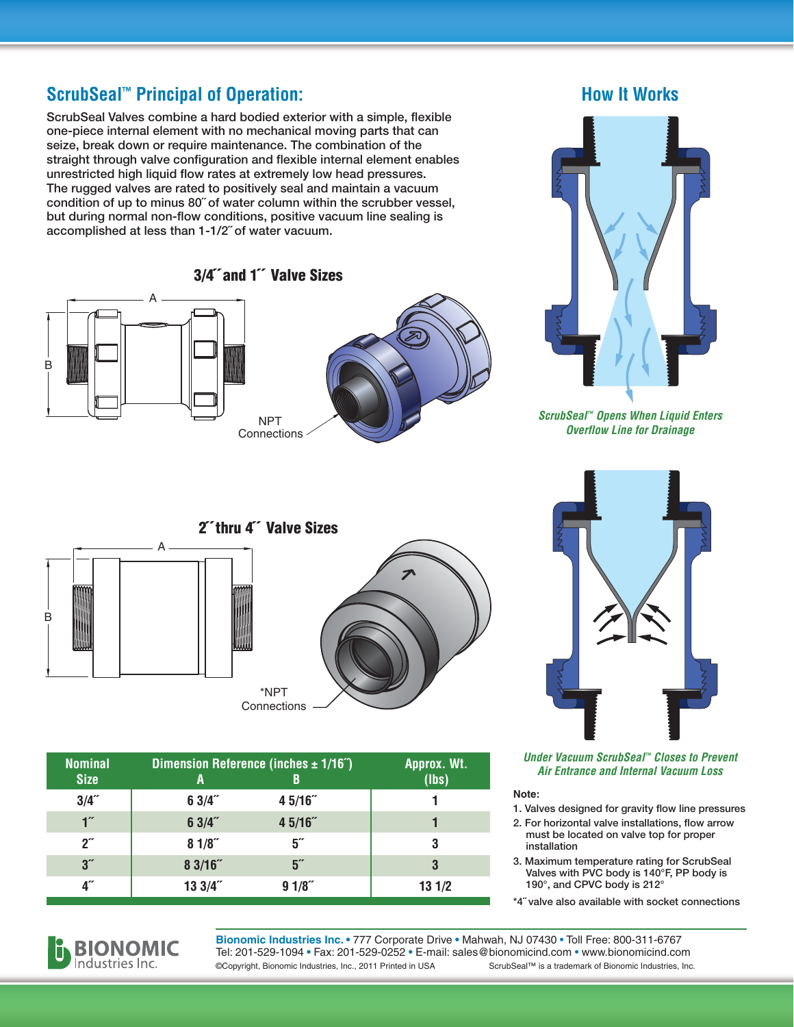## ScrubSeal™ Principal of Operation:

ScrubSeal Valves combine a hard bodied exterior with a simple, flexible one-piece internal element with no mechanical moving parts that can seize, break down or require maintenance. The combination of the straight through valve configuration and flexible internal element enables unrestricted high liquid flow rates at extremely low head pressures. The rugged valves are rated to positively seal and maintain a vacuum condition of up to minus 80˝ of water column within the scrubber vessel, but during normal non-flow conditions, positive vacuum line sealing is accomplished at less than 1-1/2˝ of water vacuum.

### 3/4˝ and 1˝ Valve Sizes

A

B

NPT Connections

### 2˝ thru 4˝ Valve Sizes

A

B

*NPT Connections

| Nominal Size | Dimension Reference (inches ± 1/16˝) A | B | Approx. Wt. (lbs) |
|---|---|---|---|
| 3/4˝ | 6 3/4˝ | 4 5/16˝ | 1 |
| 1˝ | 6 3/4˝ | 4 5/16˝ | 1 |
| 2˝ | 8 1/8˝ | 5˝ | 3 |
| 3˝ | 8 3/16˝ | 5˝ | 3 |
| 4˝ | 13 3/4˝ | 9 1/8˝ | 13 1/2 |

## How It Works

*ScrubSeal™ Opens When Liquid Enters Overflow Line for Drainage*

*Under Vacuum ScrubSeal™ Closes to Prevent Air Entrance and Internal Vacuum Loss*

**Note:**

1. Valves designed for gravity flow line pressures
2. For horizontal valve installations, flow arrow must be located on valve top for proper installation
3. Maximum temperature rating for ScrubSeal Valves with PVC body is 140°F, PP body is 190°, and CPVC body is 212°

*4˝ valve also available with socket connections

BIONOMIC Industries Inc.

**Bionomic Industries Inc.** • 777 Corporate Drive • Mahwah, NJ 07430 • Toll Free: 800-311-6767
Tel: 201-529-1094 • Fax: 201-529-0252 • E-mail: sales@bionomicind.com • www.bionomicind.com
©Copyright, Bionomic Industries, Inc., 2011 Printed in USA ScrubSeal™ is a trademark of Bionomic Industries, Inc.